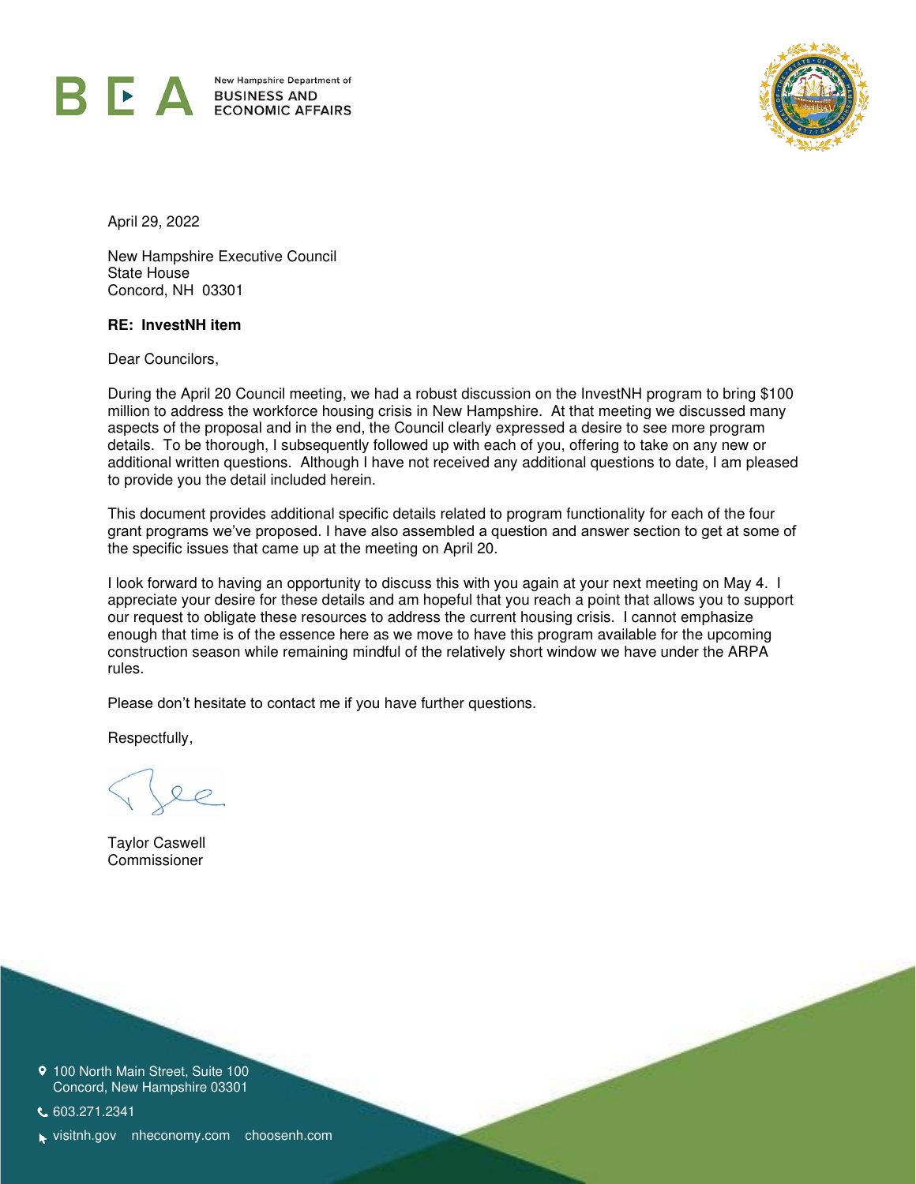BEA New Hampshire Department of BUSINESS AND ECONOMIC AFFAIRS

April 29, 2022

New Hampshire Executive Council
State House
Concord, NH 03301

**RE: InvestNH item**

Dear Councilors,

During the April 20 Council meeting, we had a robust discussion on the InvestNH program to bring $100 million to address the workforce housing crisis in New Hampshire. At that meeting we discussed many aspects of the proposal and in the end, the Council clearly expressed a desire to see more program details. To be thorough, I subsequently followed up with each of you, offering to take on any new or additional written questions. Although I have not received any additional questions to date, I am pleased to provide you the detail included herein.

This document provides additional specific details related to program functionality for each of the four grant programs we've proposed. I have also assembled a question and answer section to get at some of the specific issues that came up at the meeting on April 20.

I look forward to having an opportunity to discuss this with you again at your next meeting on May 4. I appreciate your desire for these details and am hopeful that you reach a point that allows you to support our request to obligate these resources to address the current housing crisis. I cannot emphasize enough that time is of the essence here as we move to have this program available for the upcoming construction season while remaining mindful of the relatively short window we have under the ARPA rules.

Please don't hesitate to contact me if you have further questions.

Respectfully,

Taylor Caswell
Commissioner

100 North Main Street, Suite 100
Concord, New Hampshire 03301

603.271.2341

visitnh.gov nheconomy.com choosenh.com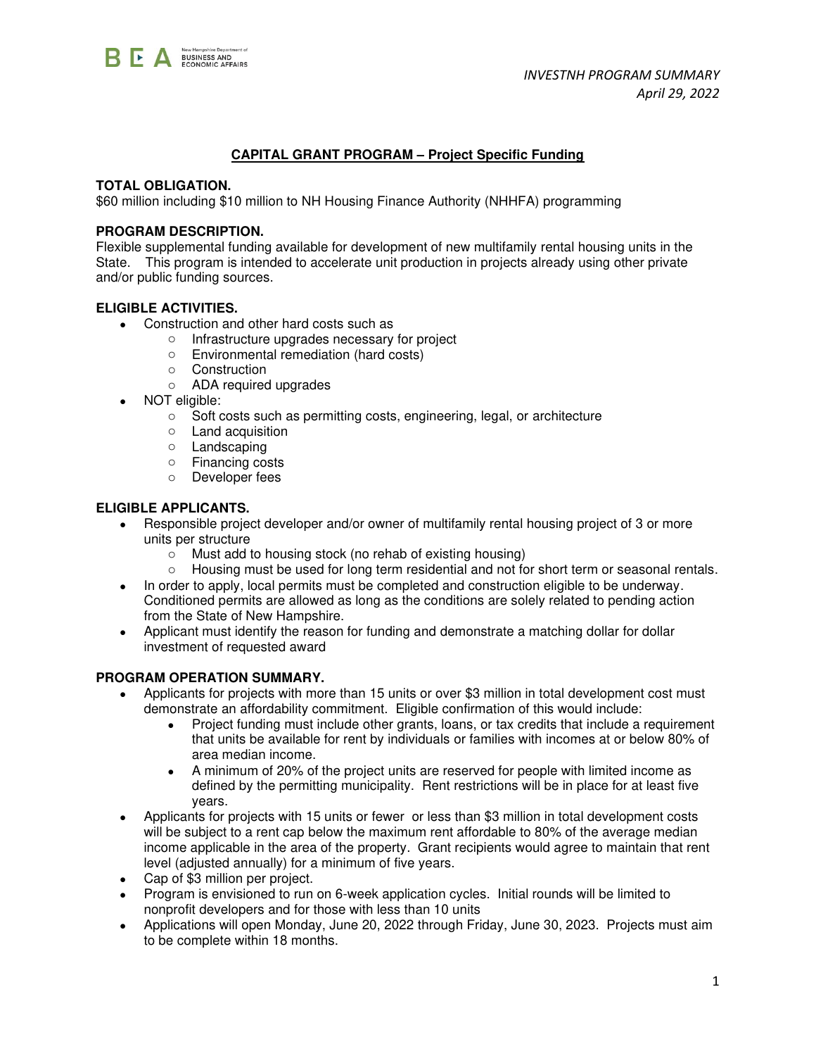*INVESTNH PROGRAM SUMMARY*
*April 29, 2022*

## CAPITAL GRANT PROGRAM – Project Specific Funding

**TOTAL OBLIGATION.**
$60 million including $10 million to NH Housing Finance Authority (NHHFA) programming

**PROGRAM DESCRIPTION.**
Flexible supplemental funding available for development of new multifamily rental housing units in the State. This program is intended to accelerate unit production in projects already using other private and/or public funding sources.

**ELIGIBLE ACTIVITIES.**

- Construction and other hard costs such as
  - Infrastructure upgrades necessary for project
  - Environmental remediation (hard costs)
  - Construction
  - ADA required upgrades
- NOT eligible:
  - Soft costs such as permitting costs, engineering, legal, or architecture
  - Land acquisition
  - Landscaping
  - Financing costs
  - Developer fees

**ELIGIBLE APPLICANTS.**

- Responsible project developer and/or owner of multifamily rental housing project of 3 or more units per structure
  - Must add to housing stock (no rehab of existing housing)
  - Housing must be used for long term residential and not for short term or seasonal rentals.
- In order to apply, local permits must be completed and construction eligible to be underway. Conditioned permits are allowed as long as the conditions are solely related to pending action from the State of New Hampshire.
- Applicant must identify the reason for funding and demonstrate a matching dollar for dollar investment of requested award

**PROGRAM OPERATION SUMMARY.**

- Applicants for projects with more than 15 units or over $3 million in total development cost must demonstrate an affordability commitment. Eligible confirmation of this would include:
  - Project funding must include other grants, loans, or tax credits that include a requirement that units be available for rent by individuals or families with incomes at or below 80% of area median income.
  - A minimum of 20% of the project units are reserved for people with limited income as defined by the permitting municipality. Rent restrictions will be in place for at least five years.
- Applicants for projects with 15 units or fewer or less than $3 million in total development costs will be subject to a rent cap below the maximum rent affordable to 80% of the average median income applicable in the area of the property. Grant recipients would agree to maintain that rent level (adjusted annually) for a minimum of five years.
- Cap of $3 million per project.
- Program is envisioned to run on 6-week application cycles. Initial rounds will be limited to nonprofit developers and for those with less than 10 units
- Applications will open Monday, June 20, 2022 through Friday, June 30, 2023. Projects must aim to be complete within 18 months.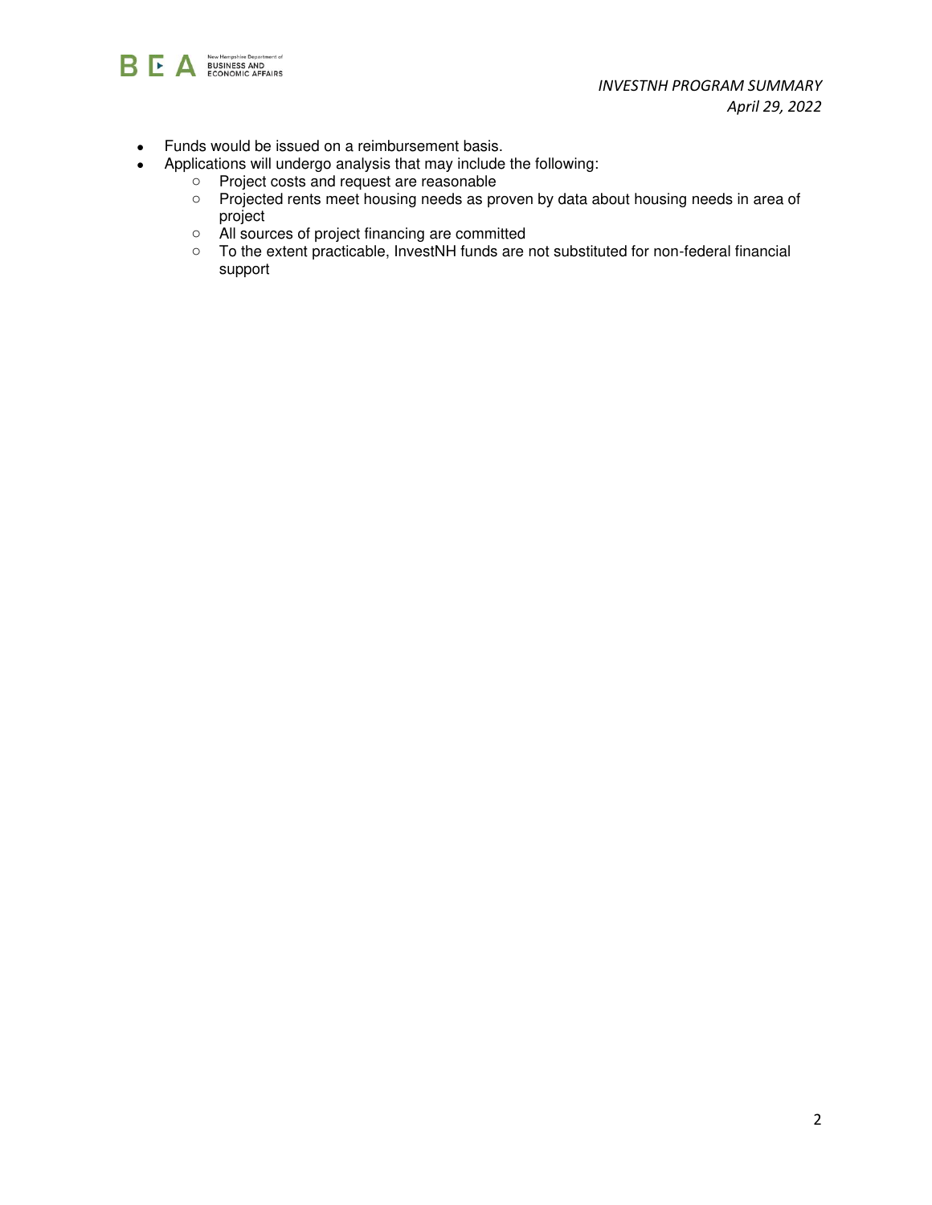- Funds would be issued on a reimbursement basis.
- Applications will undergo analysis that may include the following:
    - Project costs and request are reasonable
    - Projected rents meet housing needs as proven by data about housing needs in area of project
    - All sources of project financing are committed
    - To the extent practicable, InvestNH funds are not substituted for non-federal financial support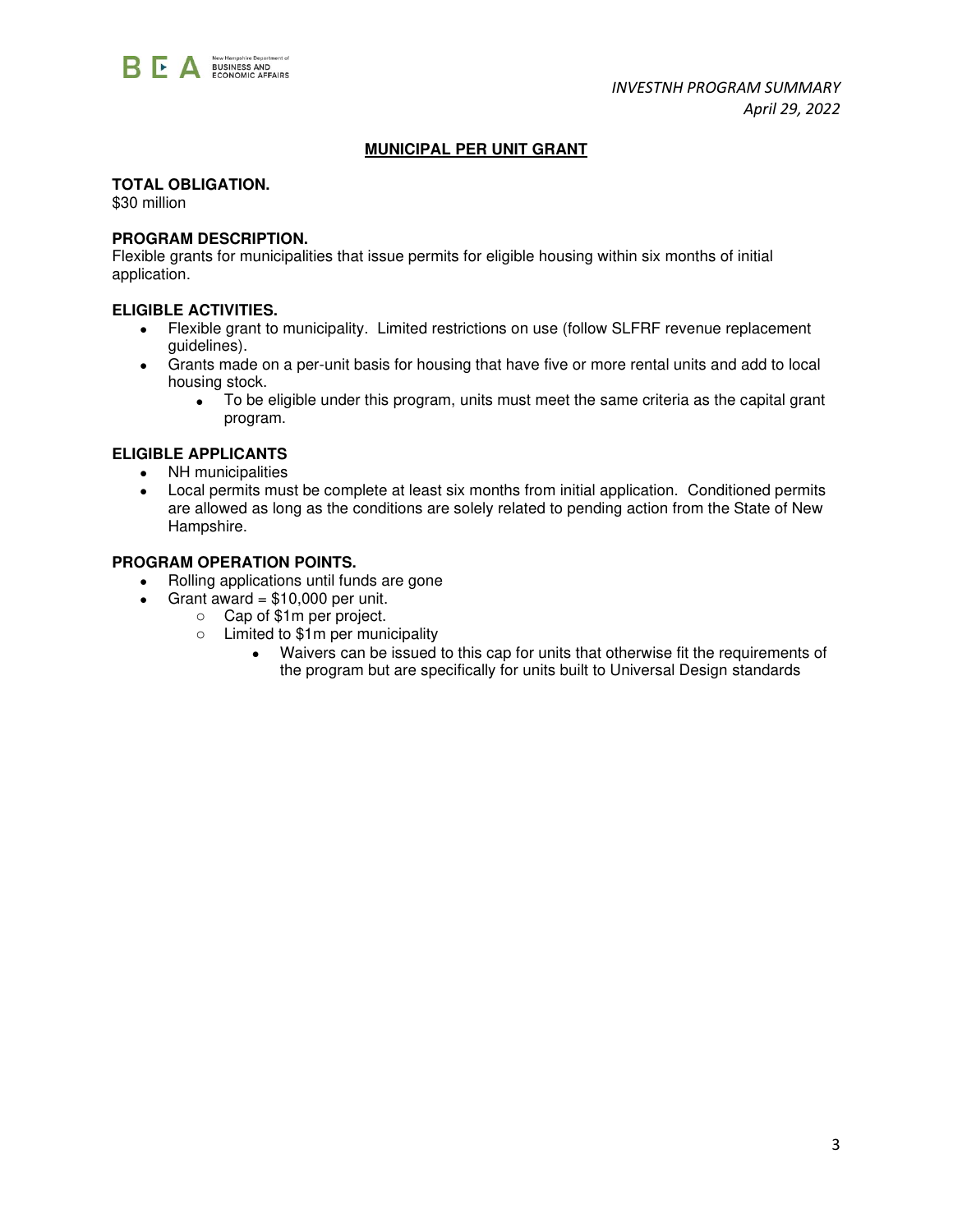## MUNICIPAL PER UNIT GRANT

**TOTAL OBLIGATION.**
$30 million

**PROGRAM DESCRIPTION.**
Flexible grants for municipalities that issue permits for eligible housing within six months of initial application.

**ELIGIBLE ACTIVITIES.**

- Flexible grant to municipality. Limited restrictions on use (follow SLFRF revenue replacement guidelines).
- Grants made on a per-unit basis for housing that have five or more rental units and add to local housing stock.
  - To be eligible under this program, units must meet the same criteria as the capital grant program.

**ELIGIBLE APPLICANTS**

- NH municipalities
- Local permits must be complete at least six months from initial application. Conditioned permits are allowed as long as the conditions are solely related to pending action from the State of New Hampshire.

**PROGRAM OPERATION POINTS.**

- Rolling applications until funds are gone
- Grant award = $10,000 per unit.
  - Cap of $1m per project.
  - Limited to $1m per municipality
    - Waivers can be issued to this cap for units that otherwise fit the requirements of the program but are specifically for units built to Universal Design standards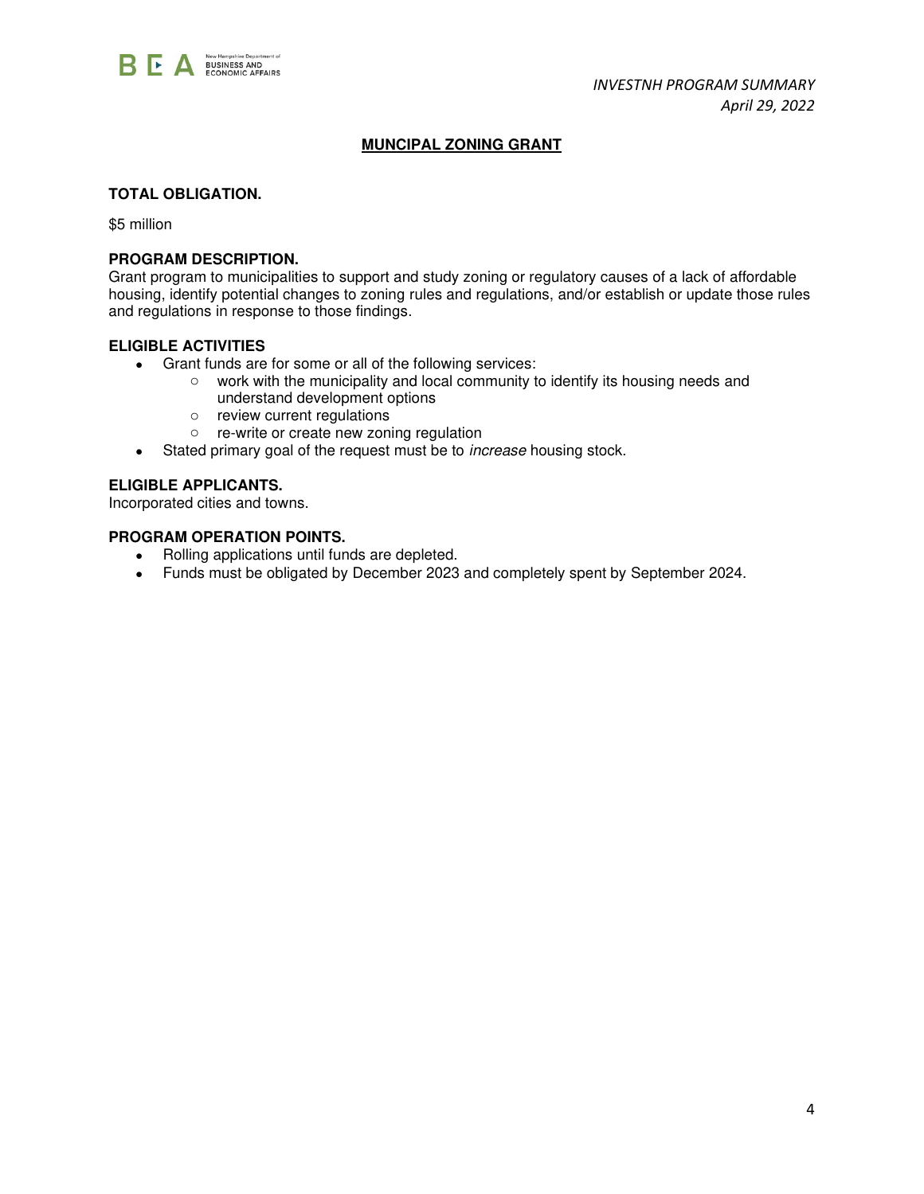## MUNCIPAL ZONING GRANT

### TOTAL OBLIGATION.

$5 million

### PROGRAM DESCRIPTION.

Grant program to municipalities to support and study zoning or regulatory causes of a lack of affordable housing, identify potential changes to zoning rules and regulations, and/or establish or update those rules and regulations in response to those findings.

### ELIGIBLE ACTIVITIES

- Grant funds are for some or all of the following services:
  - work with the municipality and local community to identify its housing needs and understand development options
  - review current regulations
  - re-write or create new zoning regulation
- Stated primary goal of the request must be to *increase* housing stock.

### ELIGIBLE APPLICANTS.

Incorporated cities and towns.

### PROGRAM OPERATION POINTS.

- Rolling applications until funds are depleted.
- Funds must be obligated by December 2023 and completely spent by September 2024.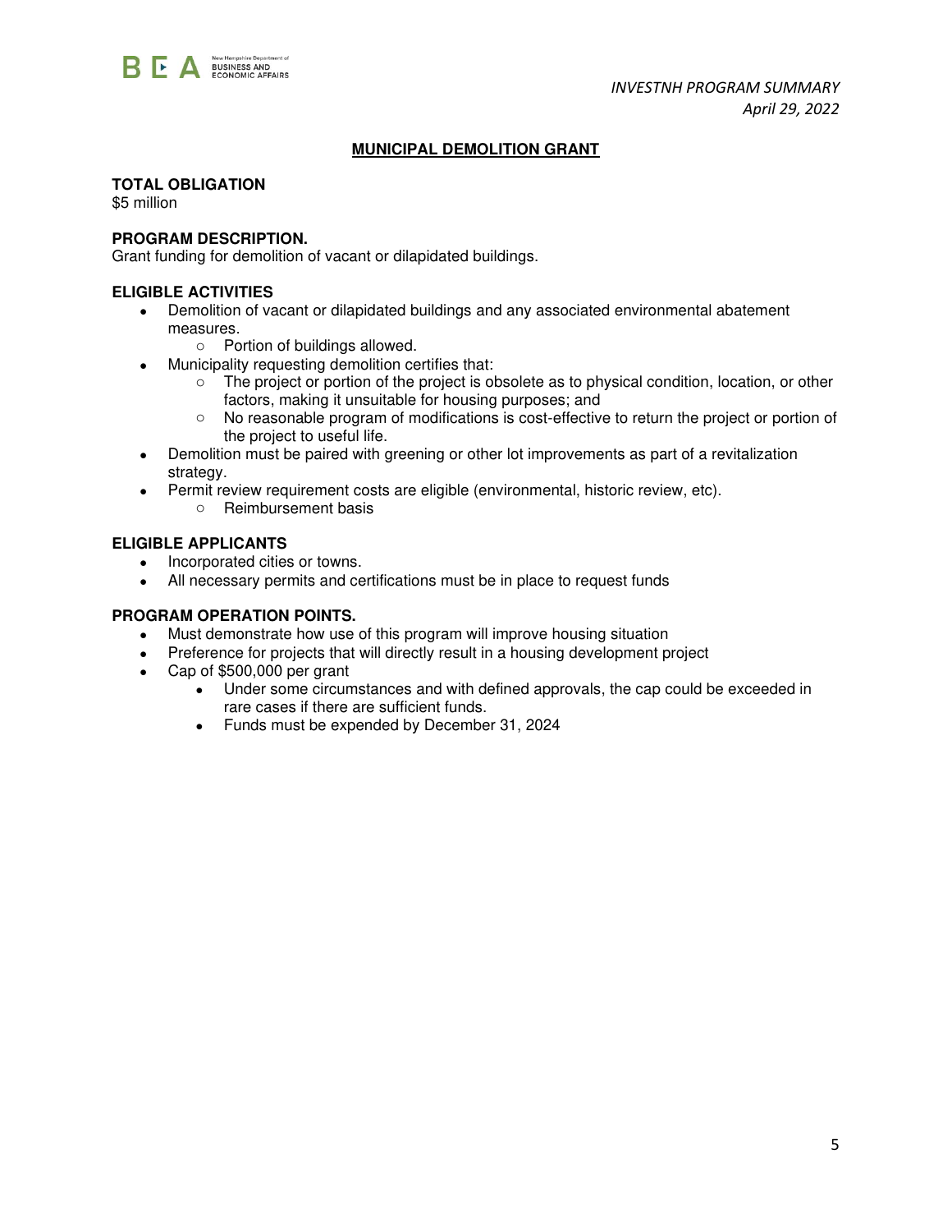## MUNICIPAL DEMOLITION GRANT

**TOTAL OBLIGATION**
$5 million

**PROGRAM DESCRIPTION.**
Grant funding for demolition of vacant or dilapidated buildings.

**ELIGIBLE ACTIVITIES**

- Demolition of vacant or dilapidated buildings and any associated environmental abatement measures.
  - Portion of buildings allowed.
- Municipality requesting demolition certifies that:
  - The project or portion of the project is obsolete as to physical condition, location, or other factors, making it unsuitable for housing purposes; and
  - No reasonable program of modifications is cost-effective to return the project or portion of the project to useful life.
- Demolition must be paired with greening or other lot improvements as part of a revitalization strategy.
- Permit review requirement costs are eligible (environmental, historic review, etc).
  - Reimbursement basis

**ELIGIBLE APPLICANTS**

- Incorporated cities or towns.
- All necessary permits and certifications must be in place to request funds

**PROGRAM OPERATION POINTS.**

- Must demonstrate how use of this program will improve housing situation
- Preference for projects that will directly result in a housing development project
- Cap of $500,000 per grant
  - Under some circumstances and with defined approvals, the cap could be exceeded in rare cases if there are sufficient funds.
  - Funds must be expended by December 31, 2024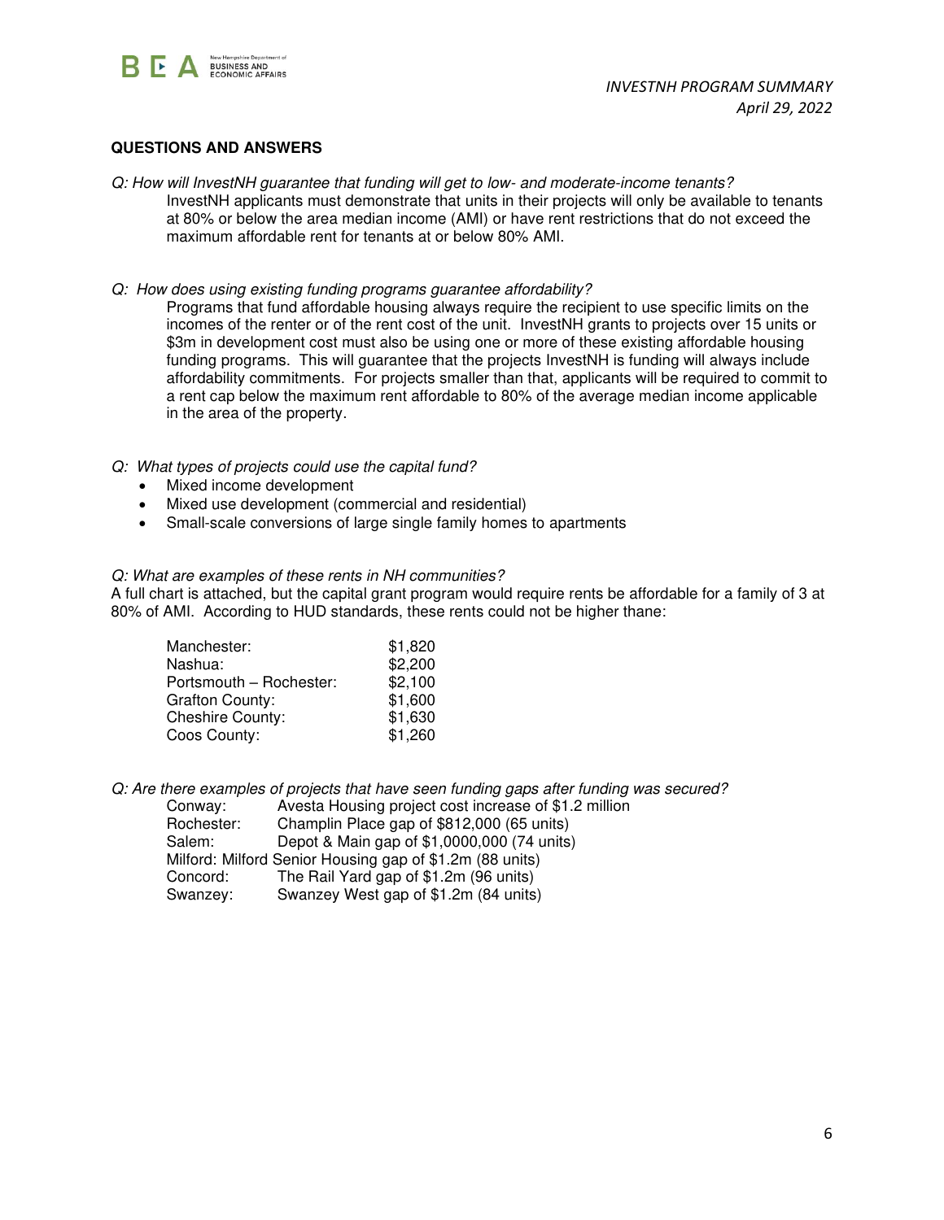## QUESTIONS AND ANSWERS

*Q: How will InvestNH guarantee that funding will get to low- and moderate-income tenants?*

InvestNH applicants must demonstrate that units in their projects will only be available to tenants at 80% or below the area median income (AMI) or have rent restrictions that do not exceed the maximum affordable rent for tenants at or below 80% AMI.

*Q: How does using existing funding programs guarantee affordability?*

Programs that fund affordable housing always require the recipient to use specific limits on the incomes of the renter or of the rent cost of the unit. InvestNH grants to projects over 15 units or $3m in development cost must also be using one or more of these existing affordable housing funding programs. This will guarantee that the projects InvestNH is funding will always include affordability commitments. For projects smaller than that, applicants will be required to commit to a rent cap below the maximum rent affordable to 80% of the average median income applicable in the area of the property.

*Q: What types of projects could use the capital fund?*

- Mixed income development
- Mixed use development (commercial and residential)
- Small-scale conversions of large single family homes to apartments

*Q: What are examples of these rents in NH communities?*

A full chart is attached, but the capital grant program would require rents be affordable for a family of 3 at 80% of AMI. According to HUD standards, these rents could not be higher thane:

| | |
|---|---|
| Manchester: | $1,820 |
| Nashua: | $2,200 |
| Portsmouth – Rochester: | $2,100 |
| Grafton County: | $1,600 |
| Cheshire County: | $1,630 |
| Coos County: | $1,260 |

*Q: Are there examples of projects that have seen funding gaps after funding was secured?*

Conway: Avesta Housing project cost increase of $1.2 million
Rochester: Champlin Place gap of $812,000 (65 units)
Salem: Depot & Main gap of $1,0000,000 (74 units)
Milford: Milford Senior Housing gap of $1.2m (88 units)
Concord: The Rail Yard gap of $1.2m (96 units)
Swanzey: Swanzey West gap of $1.2m (84 units)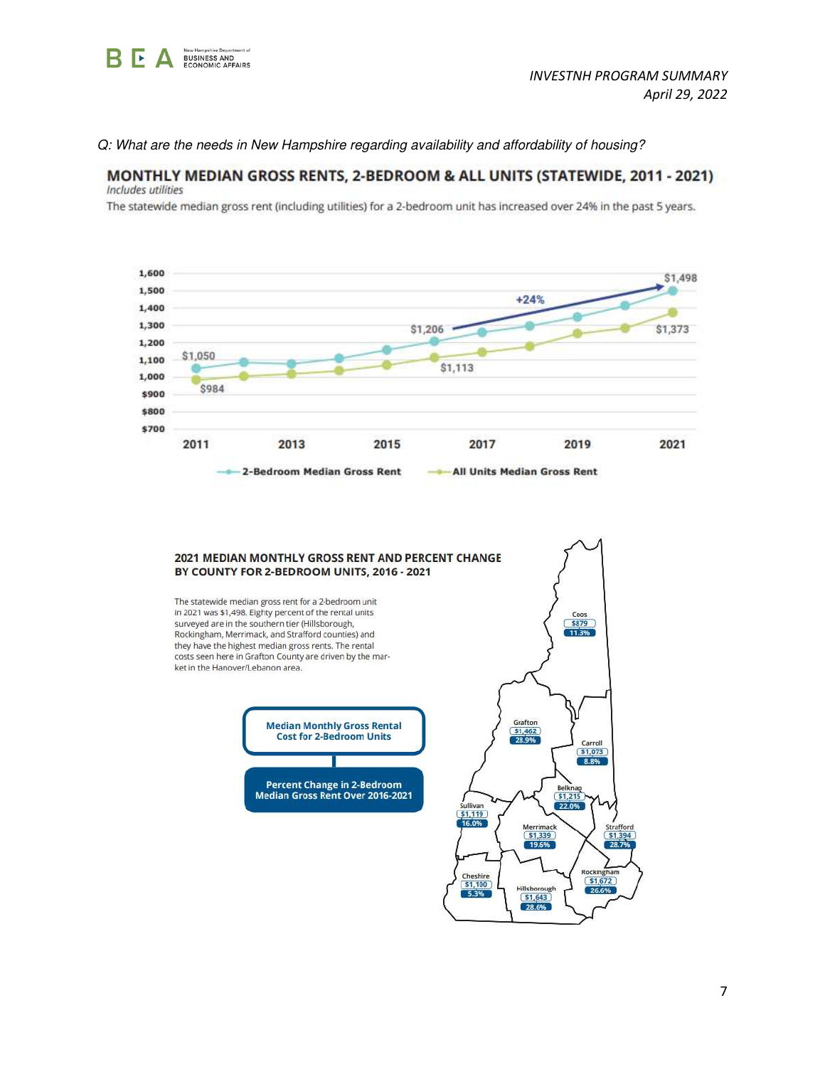*Q: What are the needs in New Hampshire regarding availability and affordability of housing?*

## MONTHLY MEDIAN GROSS RENTS, 2-BEDROOM & ALL UNITS (STATEWIDE, 2011 - 2021)

*Includes utilities*

The statewide median gross rent (including utilities) for a 2-bedroom unit has increased over 24% in the past 5 years.

| Year | 2-Bedroom Median Gross Rent | All Units Median Gross Rent |
|---|---|---|
| 2011 | $1,050 | $984 |
| 2016 | $1,206 | $1,113 |
| 2021 | $1,498 | $1,373 |

+24%

## 2021 MEDIAN MONTHLY GROSS RENT AND PERCENT CHANGE BY COUNTY FOR 2-BEDROOM UNITS, 2016 - 2021

The statewide median gross rent for a 2-bedroom unit in 2021 was $1,498. Eighty percent of the rental units surveyed are in the southern tier (Hillsborough, Rockingham, Merrimack, and Strafford counties) and they have the highest median gross rents. The rental costs seen here in Grafton County are driven by the market in the Hanover/Lebanon area.

| County | Median Monthly Gross Rental Cost for 2-Bedroom Units | Percent Change in 2-Bedroom Median Gross Rent Over 2016-2021 |
|---|---|---|
| Coos | $879 | 11.3% |
| Grafton | $1,462 | 28.9% |
| Carroll | $1,073 | 8.8% |
| Belknap | $1,215 | 22.0% |
| Sullivan | $1,119 | 16.0% |
| Merrimack | $1,339 | 19.6% |
| Strafford | $1,394 | 28.7% |
| Rockingham | $1,672 | 26.6% |
| Cheshire | $1,100 | 5.3% |
| Hillsborough | $1,643 | 28.6% |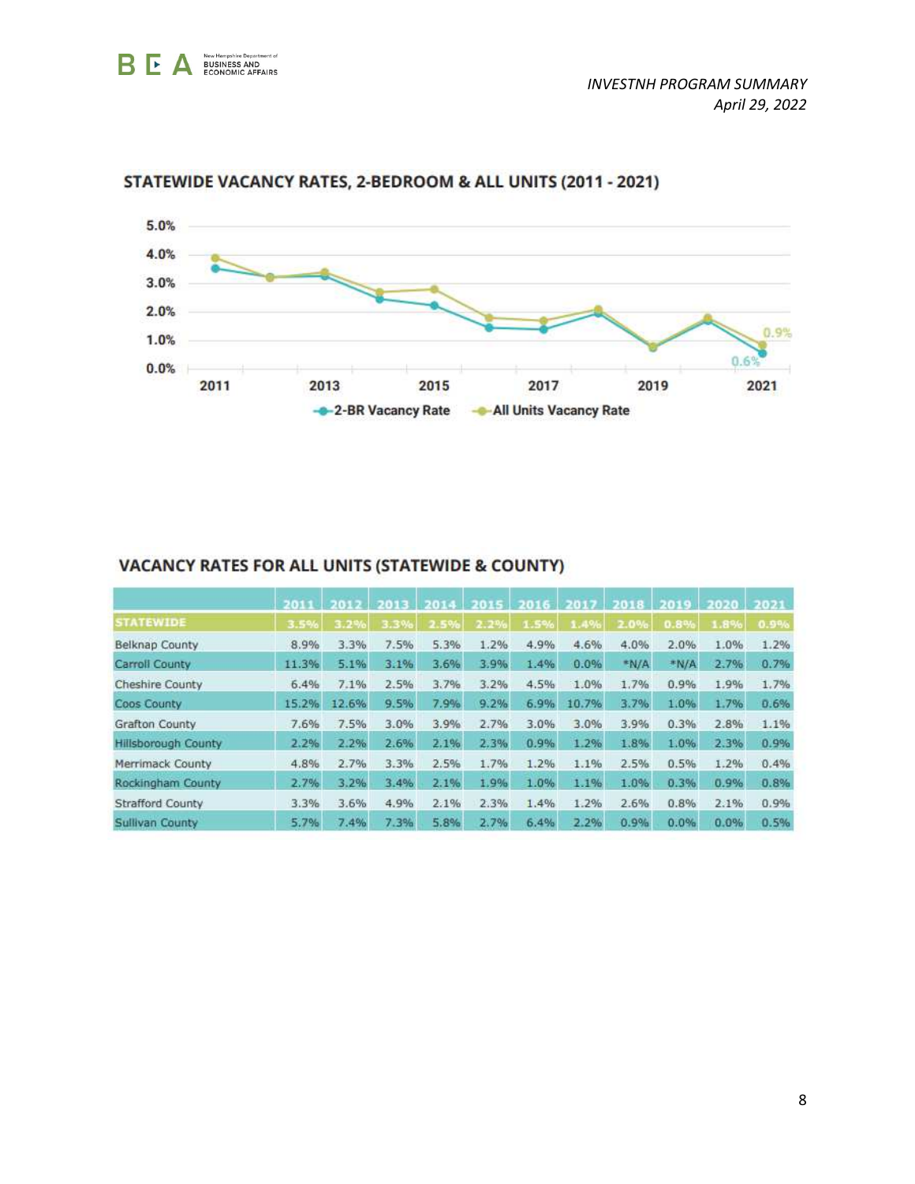## STATEWIDE VACANCY RATES, 2-BEDROOM & ALL UNITS (2011 - 2021)

## VACANCY RATES FOR ALL UNITS (STATEWIDE & COUNTY)

| | 2011 | 2012 | 2013 | 2014 | 2015 | 2016 | 2017 | 2018 | 2019 | 2020 | 2021 |
|---|---|---|---|---|---|---|---|---|---|---|---|
| STATEWIDE | 3.5% | 3.2% | 3.3% | 2.5% | 2.2% | 1.5% | 1.4% | 2.0% | 0.8% | 1.8% | 0.9% |
| Belknap County | 8.9% | 3.3% | 7.5% | 5.3% | 1.2% | 4.9% | 4.6% | 4.0% | 2.0% | 1.0% | 1.2% |
| Carroll County | 11.3% | 5.1% | 3.1% | 3.6% | 3.9% | 1.4% | 0.0% | *N/A | *N/A | 2.7% | 0.7% |
| Cheshire County | 6.4% | 7.1% | 2.5% | 3.7% | 3.2% | 4.5% | 1.0% | 1.7% | 0.9% | 1.9% | 1.7% |
| Coos County | 15.2% | 12.6% | 9.5% | 7.9% | 9.2% | 6.9% | 10.7% | 3.7% | 1.0% | 1.7% | 0.6% |
| Grafton County | 7.6% | 7.5% | 3.0% | 3.9% | 2.7% | 3.0% | 3.0% | 3.9% | 0.3% | 2.8% | 1.1% |
| Hillsborough County | 2.2% | 2.2% | 2.6% | 2.1% | 2.3% | 0.9% | 1.2% | 1.8% | 1.0% | 2.3% | 0.9% |
| Merrimack County | 4.8% | 2.7% | 3.3% | 2.5% | 1.7% | 1.2% | 1.1% | 2.5% | 0.5% | 1.2% | 0.4% |
| Rockingham County | 2.7% | 3.2% | 3.4% | 2.1% | 1.9% | 1.0% | 1.1% | 1.0% | 0.3% | 0.9% | 0.8% |
| Strafford County | 3.3% | 3.6% | 4.9% | 2.1% | 2.3% | 1.4% | 1.2% | 2.6% | 0.8% | 2.1% | 0.9% |
| Sullivan County | 5.7% | 7.4% | 7.3% | 5.8% | 2.7% | 6.4% | 2.2% | 0.9% | 0.0% | 0.0% | 0.5% |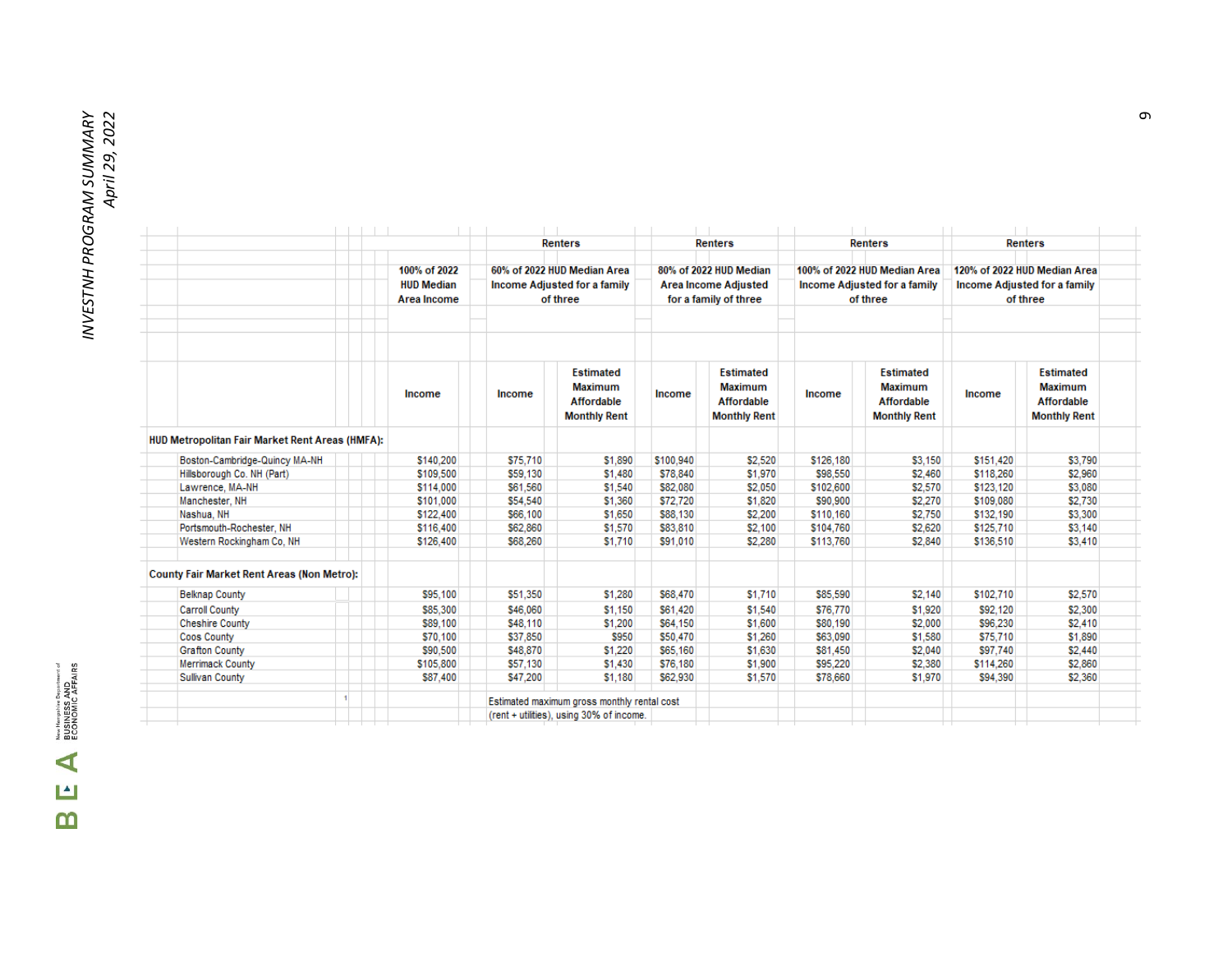| | 100% of 2022 HUD Median Area Income | Renters 60% of 2022 HUD Median Area Income Adjusted for a family of three | | Renters 80% of 2022 HUD Median Area Income Adjusted for a family of three | | Renters 100% of 2022 HUD Median Area Income Adjusted for a family of three | | Renters 120% of 2022 HUD Median Area Income Adjusted for a family of three | |
|---|---|---|---|---|---|---|---|---|---|
| | Income | Income | Estimated Maximum Affordable Monthly Rent | Income | Estimated Maximum Affordable Monthly Rent | Income | Estimated Maximum Affordable Monthly Rent | Income | Estimated Maximum Affordable Monthly Rent |
| **HUD Metropolitan Fair Market Rent Areas (HMFA):** | | | | | | | | | |
| Boston-Cambridge-Quincy MA-NH | $140,200 | $75,710 | $1,890 | $100,940 | $2,520 | $126,180 | $3,150 | $151,420 | $3,790 |
| Hillsborough Co. NH (Part) | $109,500 | $59,130 | $1,480 | $78,840 | $1,970 | $98,550 | $2,460 | $118,260 | $2,960 |
| Lawrence, MA-NH | $114,000 | $61,560 | $1,540 | $82,080 | $2,050 | $102,600 | $2,570 | $123,120 | $3,080 |
| Manchester, NH | $101,000 | $54,540 | $1,360 | $72,720 | $1,820 | $90,900 | $2,270 | $109,080 | $2,730 |
| Nashua, NH | $122,400 | $66,100 | $1,650 | $88,130 | $2,200 | $110,160 | $2,750 | $132,190 | $3,300 |
| Portsmouth-Rochester, NH | $116,400 | $62,860 | $1,570 | $83,810 | $2,100 | $104,760 | $2,620 | $125,710 | $3,140 |
| Western Rockingham Co, NH | $126,400 | $68,260 | $1,710 | $91,010 | $2,280 | $113,760 | $2,840 | $136,510 | $3,410 |
| **County Fair Market Rent Areas (Non Metro):** | | | | | | | | | |
| Belknap County | $95,100 | $51,350 | $1,280 | $68,470 | $1,710 | $85,590 | $2,140 | $102,710 | $2,570 |
| Carroll County | $85,300 | $46,060 | $1,150 | $61,420 | $1,540 | $76,770 | $1,920 | $92,120 | $2,300 |
| Cheshire County | $89,100 | $48,110 | $1,200 | $64,150 | $1,600 | $80,190 | $2,000 | $96,230 | $2,410 |
| Coos County | $70,100 | $37,850 | $950 | $50,470 | $1,260 | $63,090 | $1,580 | $75,710 | $1,890 |
| Grafton County | $90,500 | $48,870 | $1,220 | $65,160 | $1,630 | $81,450 | $2,040 | $97,740 | $2,440 |
| Merrimack County | $105,800 | $57,130 | $1,430 | $76,180 | $1,900 | $95,220 | $2,380 | $114,260 | $2,860 |
| Sullivan County | $87,400 | $47,200 | $1,180 | $62,930 | $1,570 | $78,660 | $1,970 | $94,390 | $2,360 |

Estimated maximum gross monthly rental cost (rent + utilities), using 30% of income.